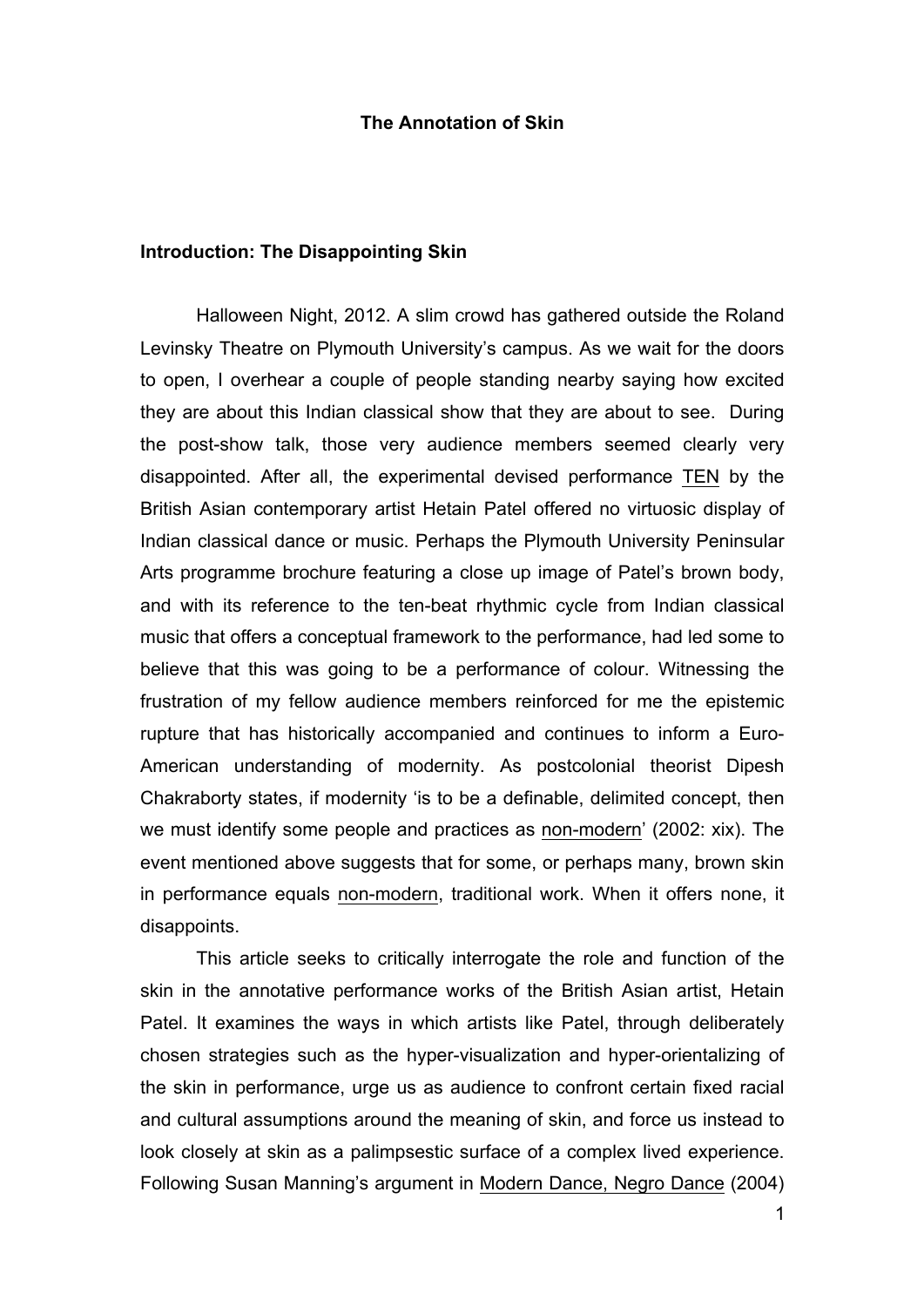# The Annotation of Skin

## Introduction: The Disappointing Skin

Halloween Night, 2012. A slim crowd has gathered outside the Roland Levinsky Theatre on Plymouth University's campus. As we wait for the doors to open, I overhear a couple of people standing nearby saying how excited they are about this Indian classical show that they are about to see. During the post-show talk, those very audience members seemed clearly very disappointed. After all, the experimental devised performance <u>TEN</u> by the British Asian contemporary artist Hetain Patel offered no virtuosic display of Indian classical dance or music. Perhaps the Plymouth University Peninsular Arts programme brochure featuring a close up image of Patel's brown body, and with its reference to the ten-beat rhythmic cycle from Indian classical music that offers a conceptual framework to the performance, had led some to believe that this was going to be a performance of colour. Witnessing the frustration of my fellow audience members reinforced for me the epistemic rupture that has historically accompanied and continues to inform a Euro-American understanding of modernity. As postcolonial theorist Dipesh Chakraborty states, if modernity 'is to be a definable, delimited concept, then we must identify some people and practices as <u>non-modern</u>' (2002: xix). The event mentioned above suggests that for some, or perhaps many, brown skin in performance equals <u>non-modern</u>, traditional work. When it offers none, it disappoints.

This article seeks to critically interrogate the role and function of the skin in the annotative performance works of the British Asian artist, Hetain Patel. It examines the ways in which artists like Patel, through deliberately chosen strategies such as the hyper-visualization and hyper-orientalizing of the skin in performance, urge us as audience to confront certain fixed racial and cultural assumptions around the meaning of skin, and force us instead to look closely at skin as a palimpsestic surface of a complex lived experience. Following Susan Manning's argument in <u>Modern Dance, Negro Dance</u> (2004)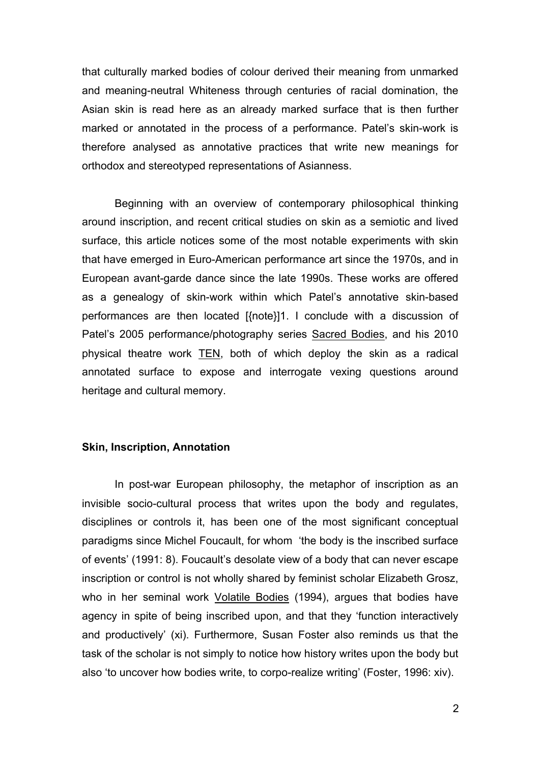that culturally marked bodies of colour derived their meaning from unmarked and meaning-neutral Whiteness through centuries of racial domination, the Asian skin is read here as an already marked surface that is then further marked or annotated in the process of a performance. Patel's skin-work is therefore analysed as annotative practices that write new meanings for orthodox and stereotyped representations of Asianness.

Beginning with an overview of contemporary philosophical thinking around inscription, and recent critical studies on skin as a semiotic and lived surface, this article notices some of the most notable experiments with skin that have emerged in Euro-American performance art since the 1970s, and in European avant-garde dance since the late 1990s. These works are offered as a genealogy of skin-work within which Patel's annotative skin-based performances are then located [{note}]1. I conclude with a discussion of Patel's 2005 performance/photography series Sacred Bodies, and his 2010 physical theatre work TEN, both of which deploy the skin as a radical annotated surface to expose and interrogate vexing questions around heritage and cultural memory.

**Skin, Inscription, Annotation**

In post-war European philosophy, the metaphor of inscription as an invisible socio-cultural process that writes upon the body and regulates, disciplines or controls it, has been one of the most significant conceptual paradigms since Michel Foucault, for whom 'the body is the inscribed surface of events' (1991: 8). Foucault's desolate view of a body that can never escape inscription or control is not wholly shared by feminist scholar Elizabeth Grosz, who in her seminal work Volatile Bodies (1994), argues that bodies have agency in spite of being inscribed upon, and that they 'function interactively and productively' (xi). Furthermore, Susan Foster also reminds us that the task of the scholar is not simply to notice how history writes upon the body but also 'to uncover how bodies write, to corpo-realize writing' (Foster, 1996: xiv).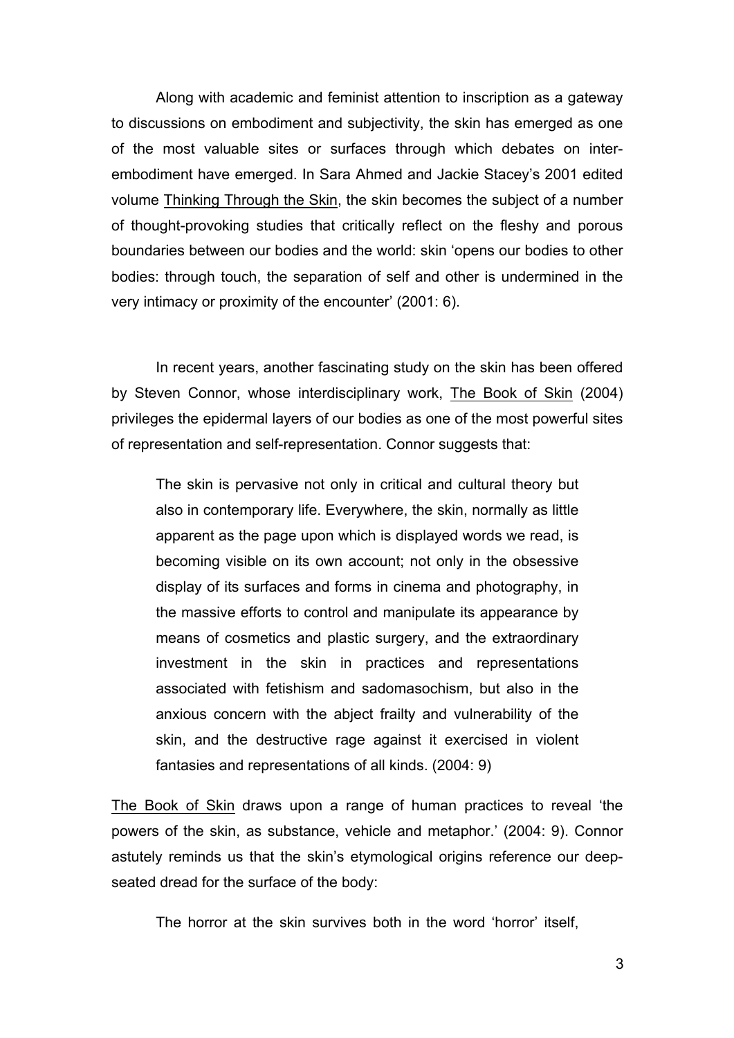Along with academic and feminist attention to inscription as a gateway to discussions on embodiment and subjectivity, the skin has emerged as one of the most valuable sites or surfaces through which debates on inter-embodiment have emerged. In Sara Ahmed and Jackie Stacey's 2001 edited volume Thinking Through the Skin, the skin becomes the subject of a number of thought-provoking studies that critically reflect on the fleshy and porous boundaries between our bodies and the world: skin 'opens our bodies to other bodies: through touch, the separation of self and other is undermined in the very intimacy or proximity of the encounter' (2001: 6).

In recent years, another fascinating study on the skin has been offered by Steven Connor, whose interdisciplinary work, The Book of Skin (2004) privileges the epidermal layers of our bodies as one of the most powerful sites of representation and self-representation. Connor suggests that:

> The skin is pervasive not only in critical and cultural theory but also in contemporary life. Everywhere, the skin, normally as little apparent as the page upon which is displayed words we read, is becoming visible on its own account; not only in the obsessive display of its surfaces and forms in cinema and photography, in the massive efforts to control and manipulate its appearance by means of cosmetics and plastic surgery, and the extraordinary investment in the skin in practices and representations associated with fetishism and sadomasochism, but also in the anxious concern with the abject frailty and vulnerability of the skin, and the destructive rage against it exercised in violent fantasies and representations of all kinds. (2004: 9)

The Book of Skin draws upon a range of human practices to reveal 'the powers of the skin, as substance, vehicle and metaphor.' (2004: 9). Connor astutely reminds us that the skin's etymological origins reference our deep-seated dread for the surface of the body:

> The horror at the skin survives both in the word 'horror' itself,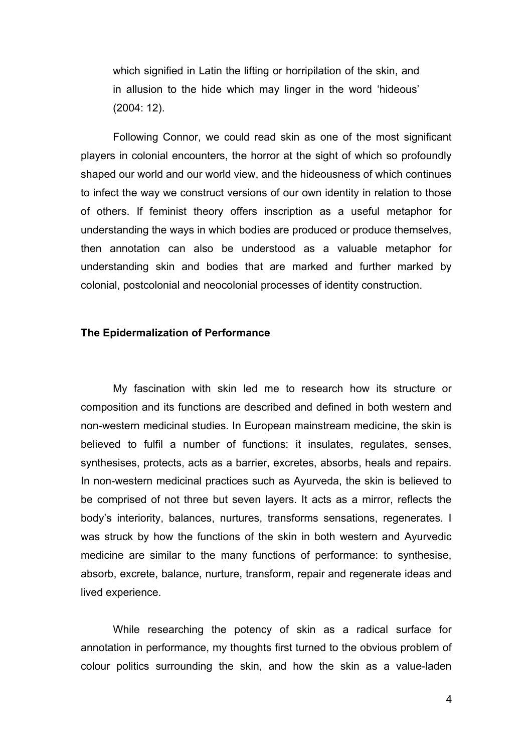> which signified in Latin the lifting or horripilation of the skin, and in allusion to the hide which may linger in the word 'hideous' (2004: 12).

Following Connor, we could read skin as one of the most significant players in colonial encounters, the horror at the sight of which so profoundly shaped our world and our world view, and the hideousness of which continues to infect the way we construct versions of our own identity in relation to those of others. If feminist theory offers inscription as a useful metaphor for understanding the ways in which bodies are produced or produce themselves, then annotation can also be understood as a valuable metaphor for understanding skin and bodies that are marked and further marked by colonial, postcolonial and neocolonial processes of identity construction.

**The Epidermalization of Performance**

My fascination with skin led me to research how its structure or composition and its functions are described and defined in both western and non-western medicinal studies. In European mainstream medicine, the skin is believed to fulfil a number of functions: it insulates, regulates, senses, synthesises, protects, acts as a barrier, excretes, absorbs, heals and repairs. In non-western medicinal practices such as Ayurveda, the skin is believed to be comprised of not three but seven layers. It acts as a mirror, reflects the body's interiority, balances, nurtures, transforms sensations, regenerates. I was struck by how the functions of the skin in both western and Ayurvedic medicine are similar to the many functions of performance: to synthesise, absorb, excrete, balance, nurture, transform, repair and regenerate ideas and lived experience.

While researching the potency of skin as a radical surface for annotation in performance, my thoughts first turned to the obvious problem of colour politics surrounding the skin, and how the skin as a value-laden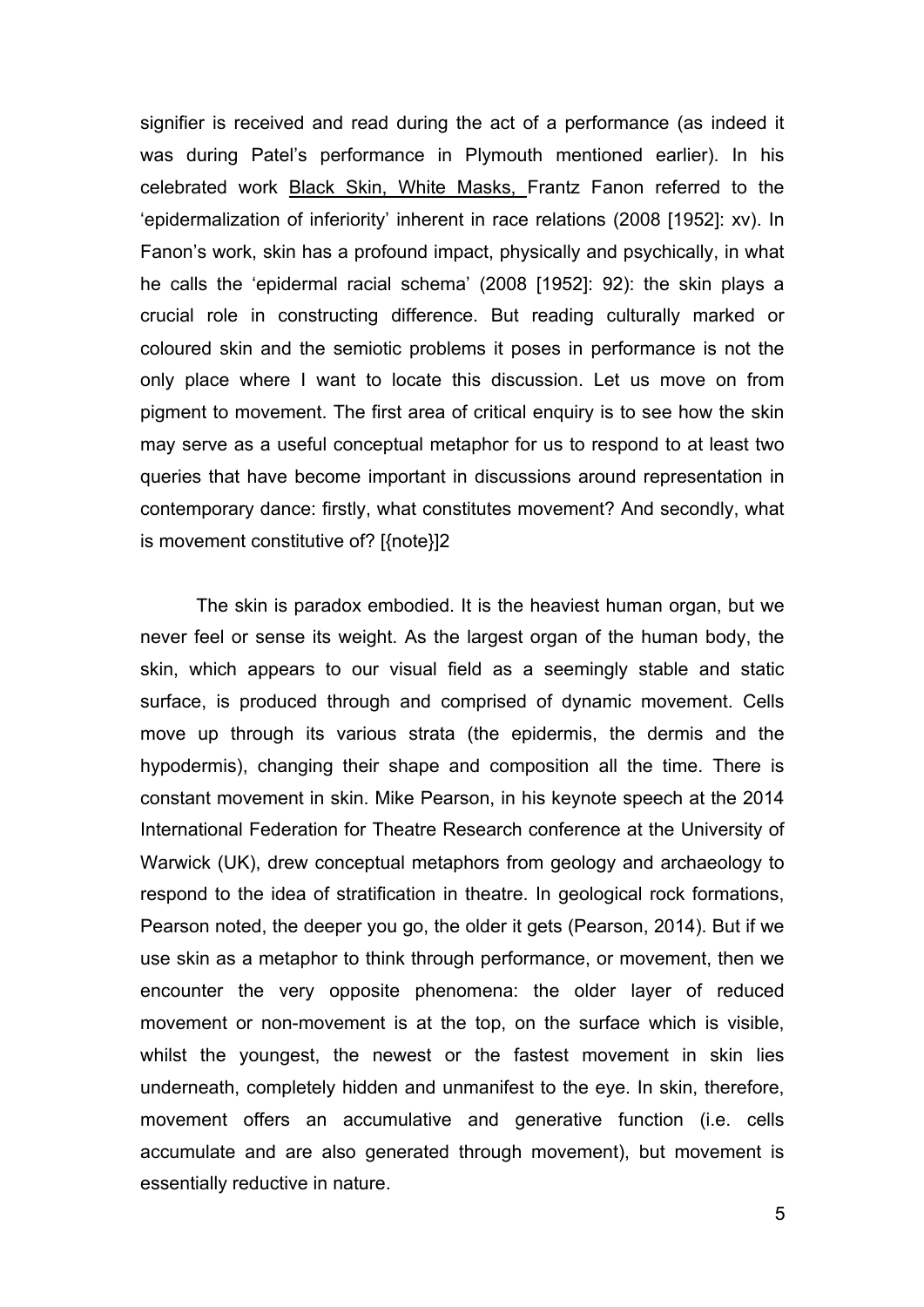signifier is received and read during the act of a performance (as indeed it was during Patel's performance in Plymouth mentioned earlier). In his celebrated work Black Skin, White Masks, Frantz Fanon referred to the 'epidermalization of inferiority' inherent in race relations (2008 [1952]: xv). In Fanon's work, skin has a profound impact, physically and psychically, in what he calls the 'epidermal racial schema' (2008 [1952]: 92): the skin plays a crucial role in constructing difference. But reading culturally marked or coloured skin and the semiotic problems it poses in performance is not the only place where I want to locate this discussion. Let us move on from pigment to movement. The first area of critical enquiry is to see how the skin may serve as a useful conceptual metaphor for us to respond to at least two queries that have become important in discussions around representation in contemporary dance: firstly, what constitutes movement? And secondly, what is movement constitutive of? [{note}]2

The skin is paradox embodied. It is the heaviest human organ, but we never feel or sense its weight. As the largest organ of the human body, the skin, which appears to our visual field as a seemingly stable and static surface, is produced through and comprised of dynamic movement. Cells move up through its various strata (the epidermis, the dermis and the hypodermis), changing their shape and composition all the time. There is constant movement in skin. Mike Pearson, in his keynote speech at the 2014 International Federation for Theatre Research conference at the University of Warwick (UK), drew conceptual metaphors from geology and archaeology to respond to the idea of stratification in theatre. In geological rock formations, Pearson noted, the deeper you go, the older it gets (Pearson, 2014). But if we use skin as a metaphor to think through performance, or movement, then we encounter the very opposite phenomena: the older layer of reduced movement or non-movement is at the top, on the surface which is visible, whilst the youngest, the newest or the fastest movement in skin lies underneath, completely hidden and unmanifest to the eye. In skin, therefore, movement offers an accumulative and generative function (i.e. cells accumulate and are also generated through movement), but movement is essentially reductive in nature.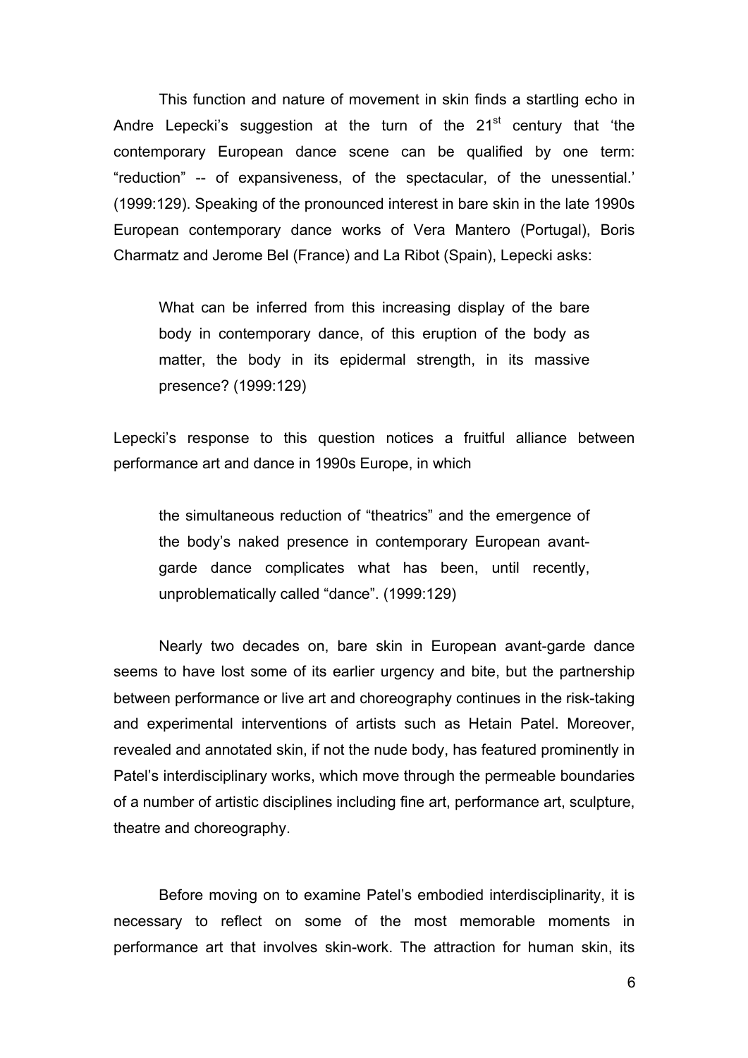This function and nature of movement in skin finds a startling echo in Andre Lepecki's suggestion at the turn of the 21st century that 'the contemporary European dance scene can be qualified by one term: "reduction" -- of expansiveness, of the spectacular, of the unessential.' (1999:129). Speaking of the pronounced interest in bare skin in the late 1990s European contemporary dance works of Vera Mantero (Portugal), Boris Charmatz and Jerome Bel (France) and La Ribot (Spain), Lepecki asks:

> What can be inferred from this increasing display of the bare body in contemporary dance, of this eruption of the body as matter, the body in its epidermal strength, in its massive presence? (1999:129)

Lepecki's response to this question notices a fruitful alliance between performance art and dance in 1990s Europe, in which

> the simultaneous reduction of "theatrics" and the emergence of the body's naked presence in contemporary European avant-garde dance complicates what has been, until recently, unproblematically called "dance". (1999:129)

Nearly two decades on, bare skin in European avant-garde dance seems to have lost some of its earlier urgency and bite, but the partnership between performance or live art and choreography continues in the risk-taking and experimental interventions of artists such as Hetain Patel. Moreover, revealed and annotated skin, if not the nude body, has featured prominently in Patel's interdisciplinary works, which move through the permeable boundaries of a number of artistic disciplines including fine art, performance art, sculpture, theatre and choreography.

Before moving on to examine Patel's embodied interdisciplinarity, it is necessary to reflect on some of the most memorable moments in performance art that involves skin-work. The attraction for human skin, its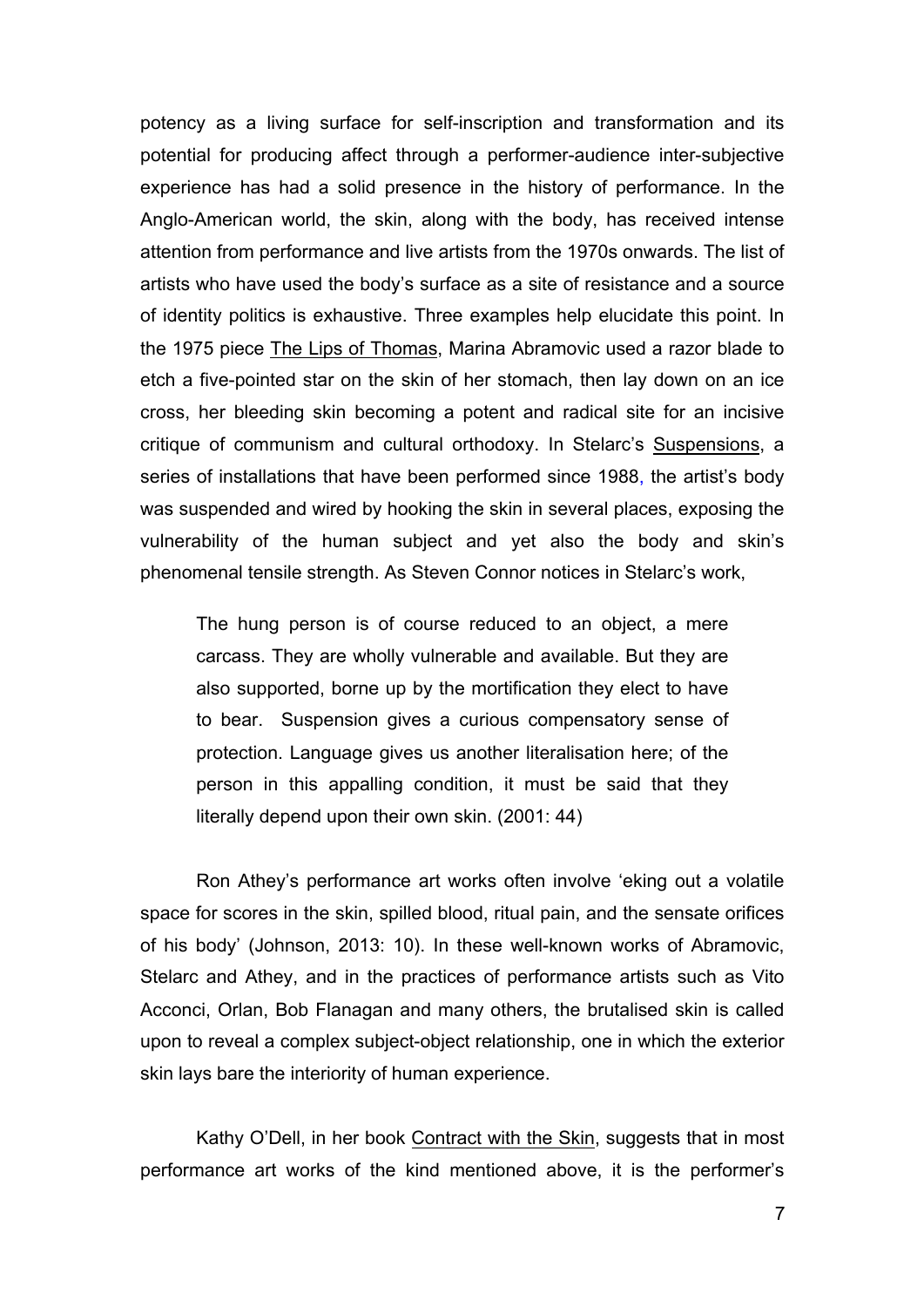potency as a living surface for self-inscription and transformation and its potential for producing affect through a performer-audience inter-subjective experience has had a solid presence in the history of performance. In the Anglo-American world, the skin, along with the body, has received intense attention from performance and live artists from the 1970s onwards. The list of artists who have used the body's surface as a site of resistance and a source of identity politics is exhaustive. Three examples help elucidate this point. In the 1975 piece <u>The Lips of Thomas</u>, Marina Abramovic used a razor blade to etch a five-pointed star on the skin of her stomach, then lay down on an ice cross, her bleeding skin becoming a potent and radical site for an incisive critique of communism and cultural orthodoxy. In Stelarc's <u>Suspensions</u>, a series of installations that have been performed since 1988, the artist's body was suspended and wired by hooking the skin in several places, exposing the vulnerability of the human subject and yet also the body and skin's phenomenal tensile strength. As Steven Connor notices in Stelarc's work,

> The hung person is of course reduced to an object, a mere carcass. They are wholly vulnerable and available. But they are also supported, borne up by the mortification they elect to have to bear. Suspension gives a curious compensatory sense of protection. Language gives us another literalisation here; of the person in this appalling condition, it must be said that they literally depend upon their own skin. (2001: 44)

Ron Athey's performance art works often involve 'eking out a volatile space for scores in the skin, spilled blood, ritual pain, and the sensate orifices of his body' (Johnson, 2013: 10). In these well-known works of Abramovic, Stelarc and Athey, and in the practices of performance artists such as Vito Acconci, Orlan, Bob Flanagan and many others, the brutalised skin is called upon to reveal a complex subject-object relationship, one in which the exterior skin lays bare the interiority of human experience.

Kathy O'Dell, in her book <u>Contract with the Skin</u>, suggests that in most performance art works of the kind mentioned above, it is the performer's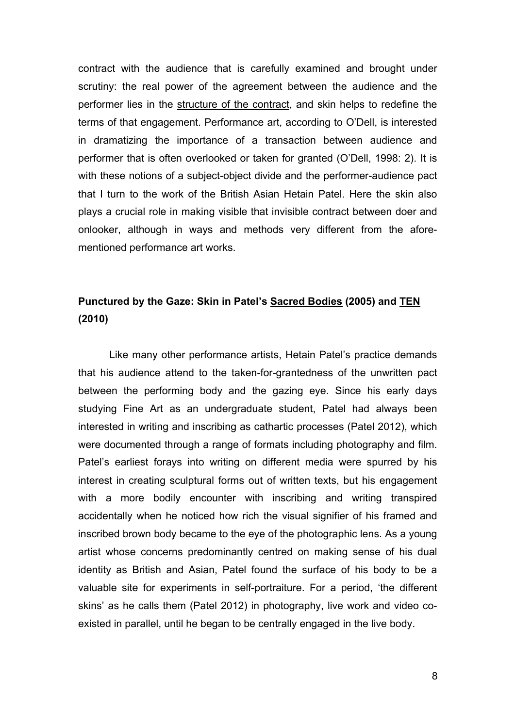contract with the audience that is carefully examined and brought under scrutiny: the real power of the agreement between the audience and the performer lies in the <u>structure of the contract</u>, and skin helps to redefine the terms of that engagement. Performance art, according to O'Dell, is interested in dramatizing the importance of a transaction between audience and performer that is often overlooked or taken for granted (O'Dell, 1998: 2). It is with these notions of a subject-object divide and the performer-audience pact that I turn to the work of the British Asian Hetain Patel. Here the skin also plays a crucial role in making visible that invisible contract between doer and onlooker, although in ways and methods very different from the afore-mentioned performance art works.

## Punctured by the Gaze: Skin in Patel's <u>Sacred Bodies</u> (2005) and <u>TEN</u> (2010)

Like many other performance artists, Hetain Patel's practice demands that his audience attend to the taken-for-grantedness of the unwritten pact between the performing body and the gazing eye. Since his early days studying Fine Art as an undergraduate student, Patel had always been interested in writing and inscribing as cathartic processes (Patel 2012), which were documented through a range of formats including photography and film. Patel's earliest forays into writing on different media were spurred by his interest in creating sculptural forms out of written texts, but his engagement with a more bodily encounter with inscribing and writing transpired accidentally when he noticed how rich the visual signifier of his framed and inscribed brown body became to the eye of the photographic lens. As a young artist whose concerns predominantly centred on making sense of his dual identity as British and Asian, Patel found the surface of his body to be a valuable site for experiments in self-portraiture. For a period, 'the different skins' as he calls them (Patel 2012) in photography, live work and video co-existed in parallel, until he began to be centrally engaged in the live body.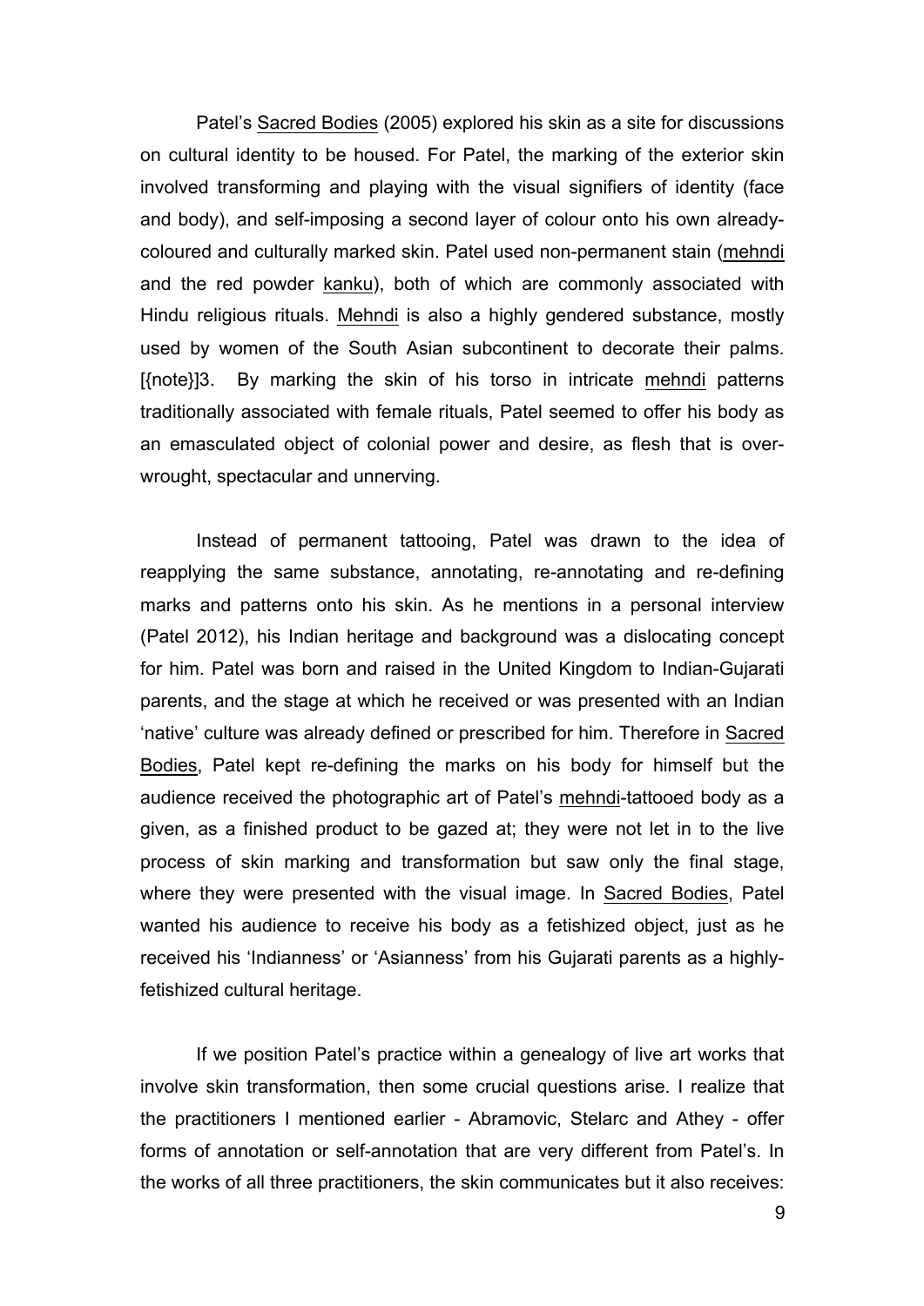Patel's Sacred Bodies (2005) explored his skin as a site for discussions on cultural identity to be housed. For Patel, the marking of the exterior skin involved transforming and playing with the visual signifiers of identity (face and body), and self-imposing a second layer of colour onto his own already-coloured and culturally marked skin. Patel used non-permanent stain (mehndi and the red powder kanku), both of which are commonly associated with Hindu religious rituals. Mehndi is also a highly gendered substance, mostly used by women of the South Asian subcontinent to decorate their palms. [{note}]3. By marking the skin of his torso in intricate mehndi patterns traditionally associated with female rituals, Patel seemed to offer his body as an emasculated object of colonial power and desire, as flesh that is over-wrought, spectacular and unnerving.

Instead of permanent tattooing, Patel was drawn to the idea of reapplying the same substance, annotating, re-annotating and re-defining marks and patterns onto his skin. As he mentions in a personal interview (Patel 2012), his Indian heritage and background was a dislocating concept for him. Patel was born and raised in the United Kingdom to Indian-Gujarati parents, and the stage at which he received or was presented with an Indian 'native' culture was already defined or prescribed for him. Therefore in Sacred Bodies, Patel kept re-defining the marks on his body for himself but the audience received the photographic art of Patel's mehndi-tattooed body as a given, as a finished product to be gazed at; they were not let in to the live process of skin marking and transformation but saw only the final stage, where they were presented with the visual image. In Sacred Bodies, Patel wanted his audience to receive his body as a fetishized object, just as he received his 'Indianness' or 'Asianness' from his Gujarati parents as a highly-fetishized cultural heritage.

If we position Patel's practice within a genealogy of live art works that involve skin transformation, then some crucial questions arise. I realize that the practitioners I mentioned earlier - Abramovic, Stelarc and Athey - offer forms of annotation or self-annotation that are very different from Patel's. In the works of all three practitioners, the skin communicates but it also receives: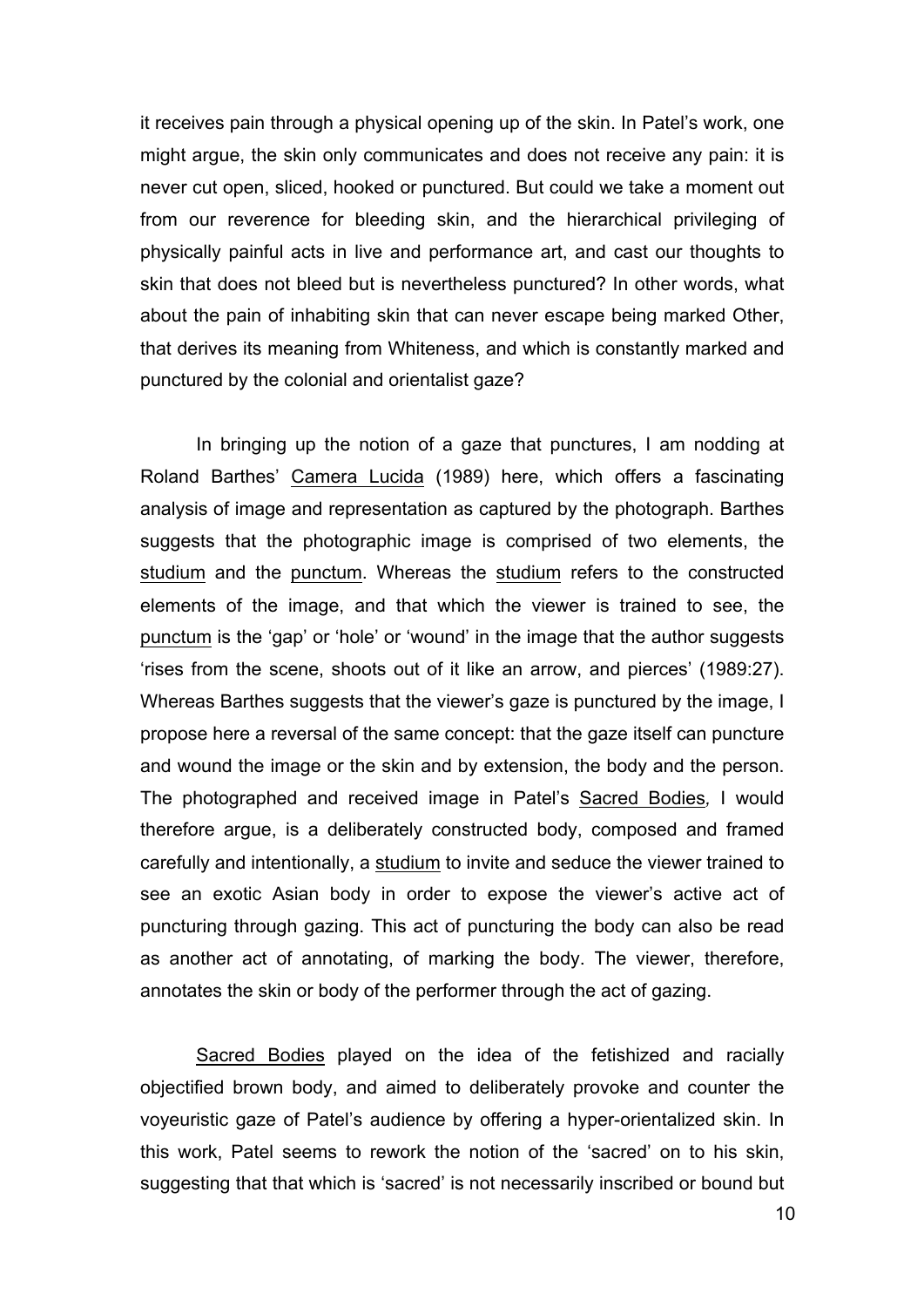it receives pain through a physical opening up of the skin. In Patel's work, one might argue, the skin only communicates and does not receive any pain: it is never cut open, sliced, hooked or punctured. But could we take a moment out from our reverence for bleeding skin, and the hierarchical privileging of physically painful acts in live and performance art, and cast our thoughts to skin that does not bleed but is nevertheless punctured? In other words, what about the pain of inhabiting skin that can never escape being marked Other, that derives its meaning from Whiteness, and which is constantly marked and punctured by the colonial and orientalist gaze?

In bringing up the notion of a gaze that punctures, I am nodding at Roland Barthes' Camera Lucida (1989) here, which offers a fascinating analysis of image and representation as captured by the photograph. Barthes suggests that the photographic image is comprised of two elements, the studium and the punctum. Whereas the studium refers to the constructed elements of the image, and that which the viewer is trained to see, the punctum is the 'gap' or 'hole' or 'wound' in the image that the author suggests 'rises from the scene, shoots out of it like an arrow, and pierces' (1989:27). Whereas Barthes suggests that the viewer's gaze is punctured by the image, I propose here a reversal of the same concept: that the gaze itself can puncture and wound the image or the skin and by extension, the body and the person. The photographed and received image in Patel's Sacred Bodies, I would therefore argue, is a deliberately constructed body, composed and framed carefully and intentionally, a studium to invite and seduce the viewer trained to see an exotic Asian body in order to expose the viewer's active act of puncturing through gazing. This act of puncturing the body can also be read as another act of annotating, of marking the body. The viewer, therefore, annotates the skin or body of the performer through the act of gazing.

Sacred Bodies played on the idea of the fetishized and racially objectified brown body, and aimed to deliberately provoke and counter the voyeuristic gaze of Patel's audience by offering a hyper-orientalized skin. In this work, Patel seems to rework the notion of the 'sacred' on to his skin, suggesting that that which is 'sacred' is not necessarily inscribed or bound but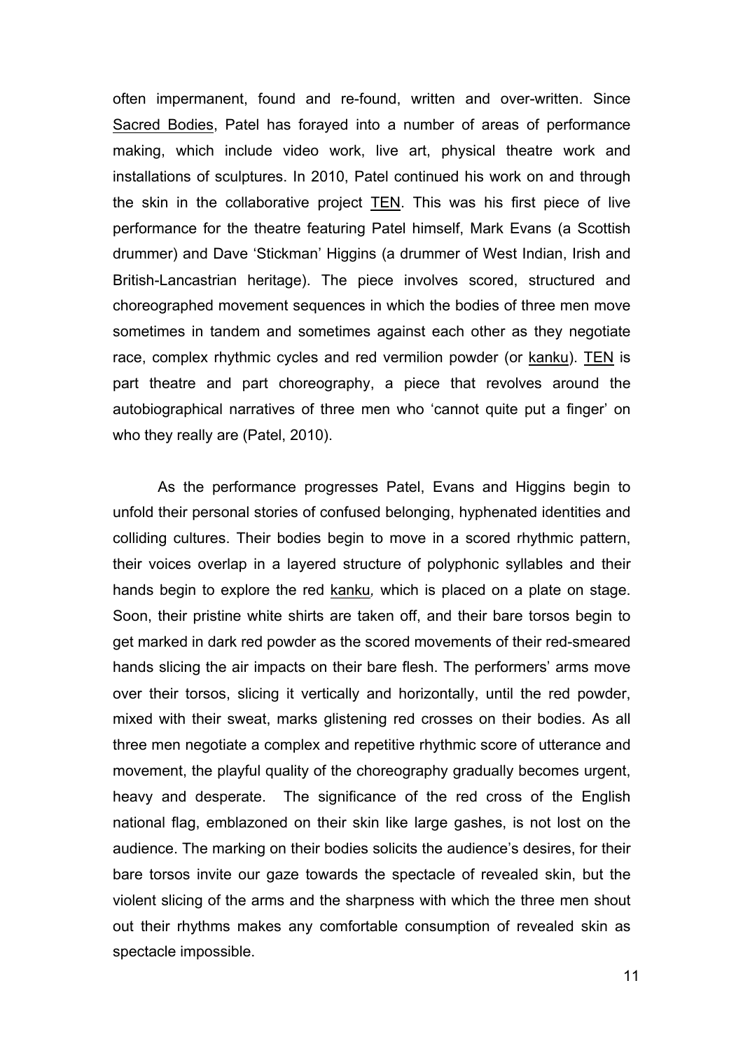often impermanent, found and re-found, written and over-written. Since Sacred Bodies, Patel has forayed into a number of areas of performance making, which include video work, live art, physical theatre work and installations of sculptures. In 2010, Patel continued his work on and through the skin in the collaborative project TEN. This was his first piece of live performance for the theatre featuring Patel himself, Mark Evans (a Scottish drummer) and Dave 'Stickman' Higgins (a drummer of West Indian, Irish and British-Lancastrian heritage). The piece involves scored, structured and choreographed movement sequences in which the bodies of three men move sometimes in tandem and sometimes against each other as they negotiate race, complex rhythmic cycles and red vermilion powder (or kanku). TEN is part theatre and part choreography, a piece that revolves around the autobiographical narratives of three men who 'cannot quite put a finger' on who they really are (Patel, 2010).

As the performance progresses Patel, Evans and Higgins begin to unfold their personal stories of confused belonging, hyphenated identities and colliding cultures. Their bodies begin to move in a scored rhythmic pattern, their voices overlap in a layered structure of polyphonic syllables and their hands begin to explore the red *kanku*, which is placed on a plate on stage. Soon, their pristine white shirts are taken off, and their bare torsos begin to get marked in dark red powder as the scored movements of their red-smeared hands slicing the air impacts on their bare flesh. The performers' arms move over their torsos, slicing it vertically and horizontally, until the red powder, mixed with their sweat, marks glistening red crosses on their bodies. As all three men negotiate a complex and repetitive rhythmic score of utterance and movement, the playful quality of the choreography gradually becomes urgent, heavy and desperate. The significance of the red cross of the English national flag, emblazoned on their skin like large gashes, is not lost on the audience. The marking on their bodies solicits the audience's desires, for their bare torsos invite our gaze towards the spectacle of revealed skin, but the violent slicing of the arms and the sharpness with which the three men shout out their rhythms makes any comfortable consumption of revealed skin as spectacle impossible.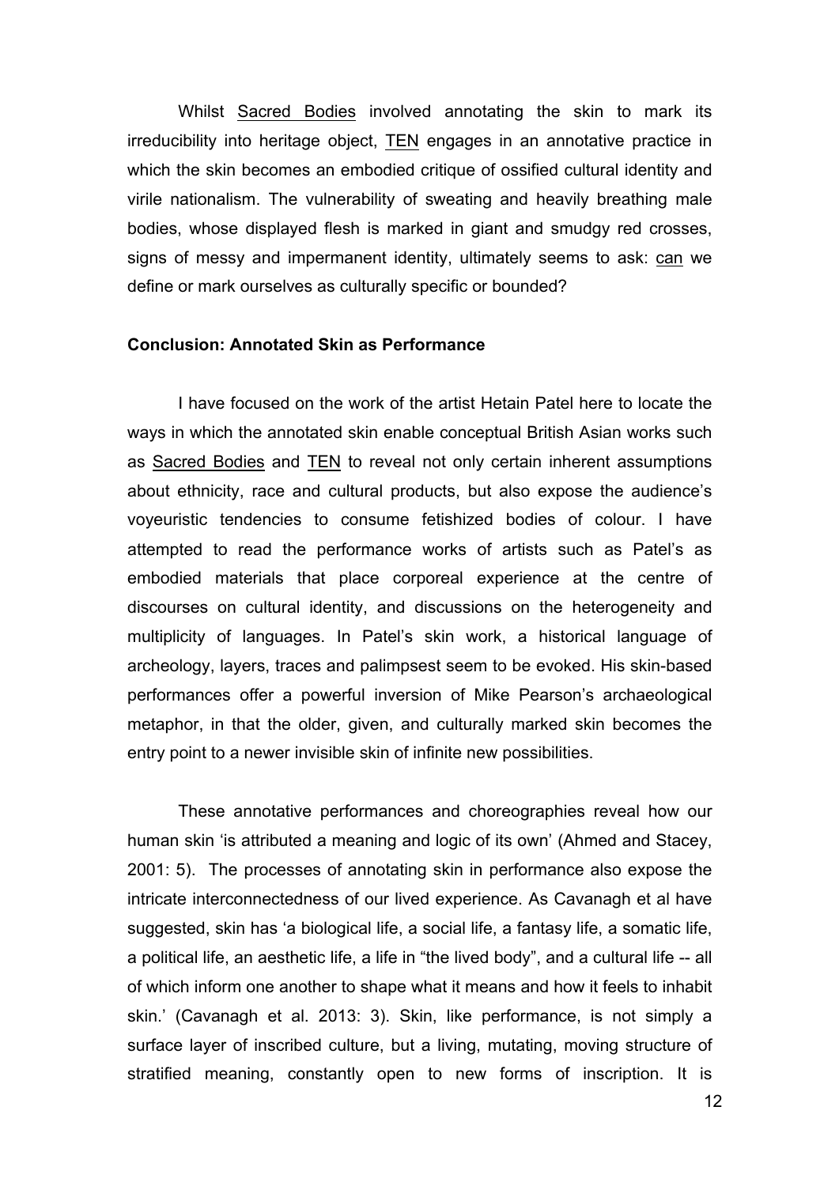Whilst Sacred Bodies involved annotating the skin to mark its irreducibility into heritage object, TEN engages in an annotative practice in which the skin becomes an embodied critique of ossified cultural identity and virile nationalism. The vulnerability of sweating and heavily breathing male bodies, whose displayed flesh is marked in giant and smudgy red crosses, signs of messy and impermanent identity, ultimately seems to ask: can we define or mark ourselves as culturally specific or bounded?

**Conclusion: Annotated Skin as Performance**

I have focused on the work of the artist Hetain Patel here to locate the ways in which the annotated skin enable conceptual British Asian works such as Sacred Bodies and TEN to reveal not only certain inherent assumptions about ethnicity, race and cultural products, but also expose the audience's voyeuristic tendencies to consume fetishized bodies of colour. I have attempted to read the performance works of artists such as Patel's as embodied materials that place corporeal experience at the centre of discourses on cultural identity, and discussions on the heterogeneity and multiplicity of languages. In Patel's skin work, a historical language of archeology, layers, traces and palimpsest seem to be evoked. His skin-based performances offer a powerful inversion of Mike Pearson's archaeological metaphor, in that the older, given, and culturally marked skin becomes the entry point to a newer invisible skin of infinite new possibilities.

These annotative performances and choreographies reveal how our human skin 'is attributed a meaning and logic of its own' (Ahmed and Stacey, 2001: 5). The processes of annotating skin in performance also expose the intricate interconnectedness of our lived experience. As Cavanagh et al have suggested, skin has 'a biological life, a social life, a fantasy life, a somatic life, a political life, an aesthetic life, a life in "the lived body", and a cultural life -- all of which inform one another to shape what it means and how it feels to inhabit skin.' (Cavanagh et al. 2013: 3). Skin, like performance, is not simply a surface layer of inscribed culture, but a living, mutating, moving structure of stratified meaning, constantly open to new forms of inscription. It is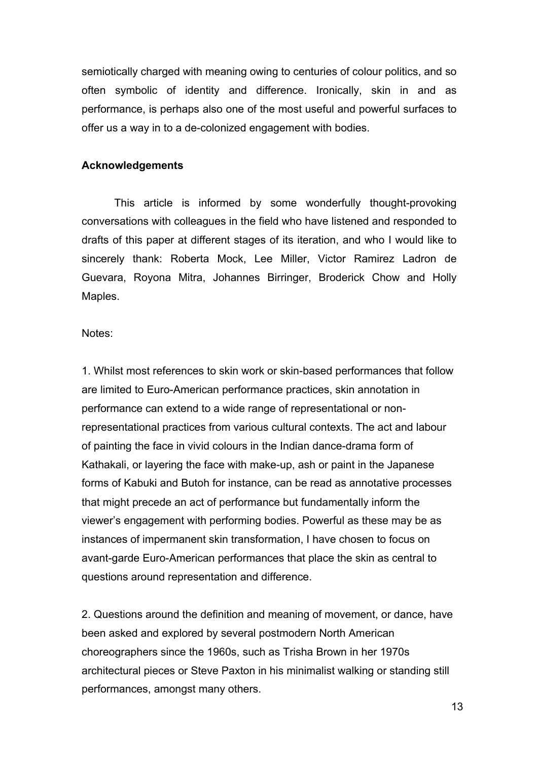semiotically charged with meaning owing to centuries of colour politics, and so often symbolic of identity and difference. Ironically, skin in and as performance, is perhaps also one of the most useful and powerful surfaces to offer us a way in to a de-colonized engagement with bodies.

**Acknowledgements**

This article is informed by some wonderfully thought-provoking conversations with colleagues in the field who have listened and responded to drafts of this paper at different stages of its iteration, and who I would like to sincerely thank: Roberta Mock, Lee Miller, Victor Ramirez Ladron de Guevara, Royona Mitra, Johannes Birringer, Broderick Chow and Holly Maples.

Notes:

1. Whilst most references to skin work or skin-based performances that follow are limited to Euro-American performance practices, skin annotation in performance can extend to a wide range of representational or non-representational practices from various cultural contexts. The act and labour of painting the face in vivid colours in the Indian dance-drama form of Kathakali, or layering the face with make-up, ash or paint in the Japanese forms of Kabuki and Butoh for instance, can be read as annotative processes that might precede an act of performance but fundamentally inform the viewer's engagement with performing bodies. Powerful as these may be as instances of impermanent skin transformation, I have chosen to focus on avant-garde Euro-American performances that place the skin as central to questions around representation and difference.

2. Questions around the definition and meaning of movement, or dance, have been asked and explored by several postmodern North American choreographers since the 1960s, such as Trisha Brown in her 1970s architectural pieces or Steve Paxton in his minimalist walking or standing still performances, amongst many others.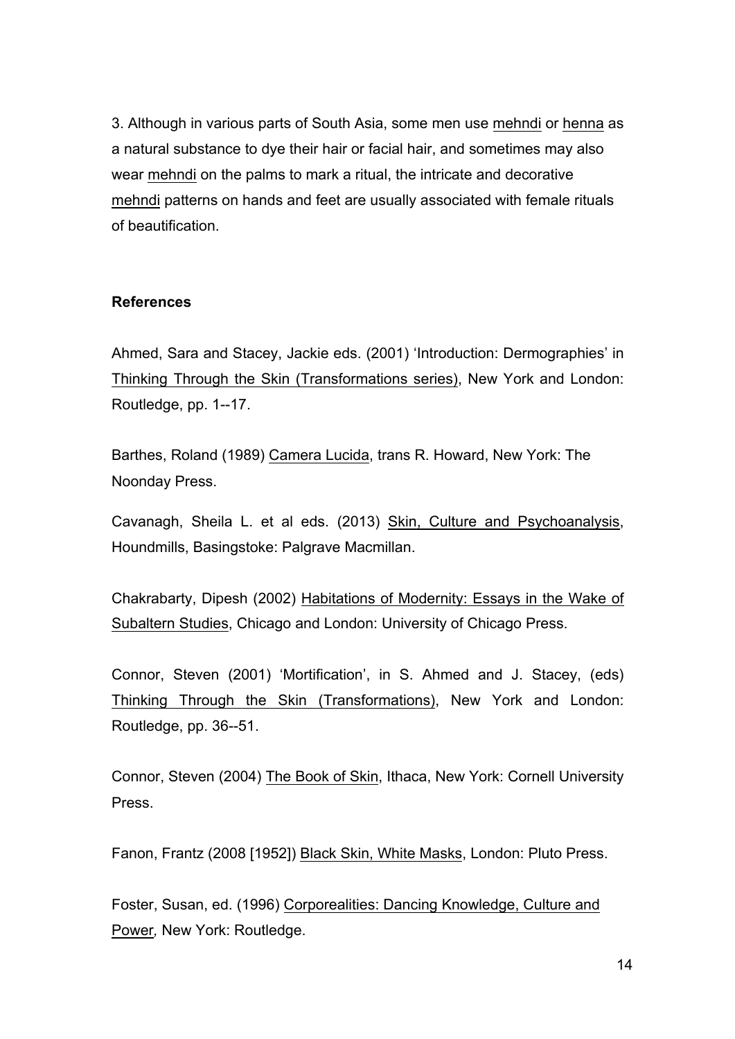3. Although in various parts of South Asia, some men use mehndi or henna as a natural substance to dye their hair or facial hair, and sometimes may also wear mehndi on the palms to mark a ritual, the intricate and decorative mehndi patterns on hands and feet are usually associated with female rituals of beautification.

**References**

Ahmed, Sara and Stacey, Jackie eds. (2001) 'Introduction: Dermographies' in Thinking Through the Skin (Transformations series), New York and London: Routledge, pp. 1--17.

Barthes, Roland (1989) Camera Lucida, trans R. Howard, New York: The Noonday Press.

Cavanagh, Sheila L. et al eds. (2013) Skin, Culture and Psychoanalysis, Houndmills, Basingstoke: Palgrave Macmillan.

Chakrabarty, Dipesh (2002) Habitations of Modernity: Essays in the Wake of Subaltern Studies, Chicago and London: University of Chicago Press.

Connor, Steven (2001) 'Mortification', in S. Ahmed and J. Stacey, (eds) Thinking Through the Skin (Transformations), New York and London: Routledge, pp. 36--51.

Connor, Steven (2004) The Book of Skin, Ithaca, New York: Cornell University Press.

Fanon, Frantz (2008 [1952]) Black Skin, White Masks, London: Pluto Press.

Foster, Susan, ed. (1996) Corporealities: Dancing Knowledge, Culture and Power*,* New York: Routledge.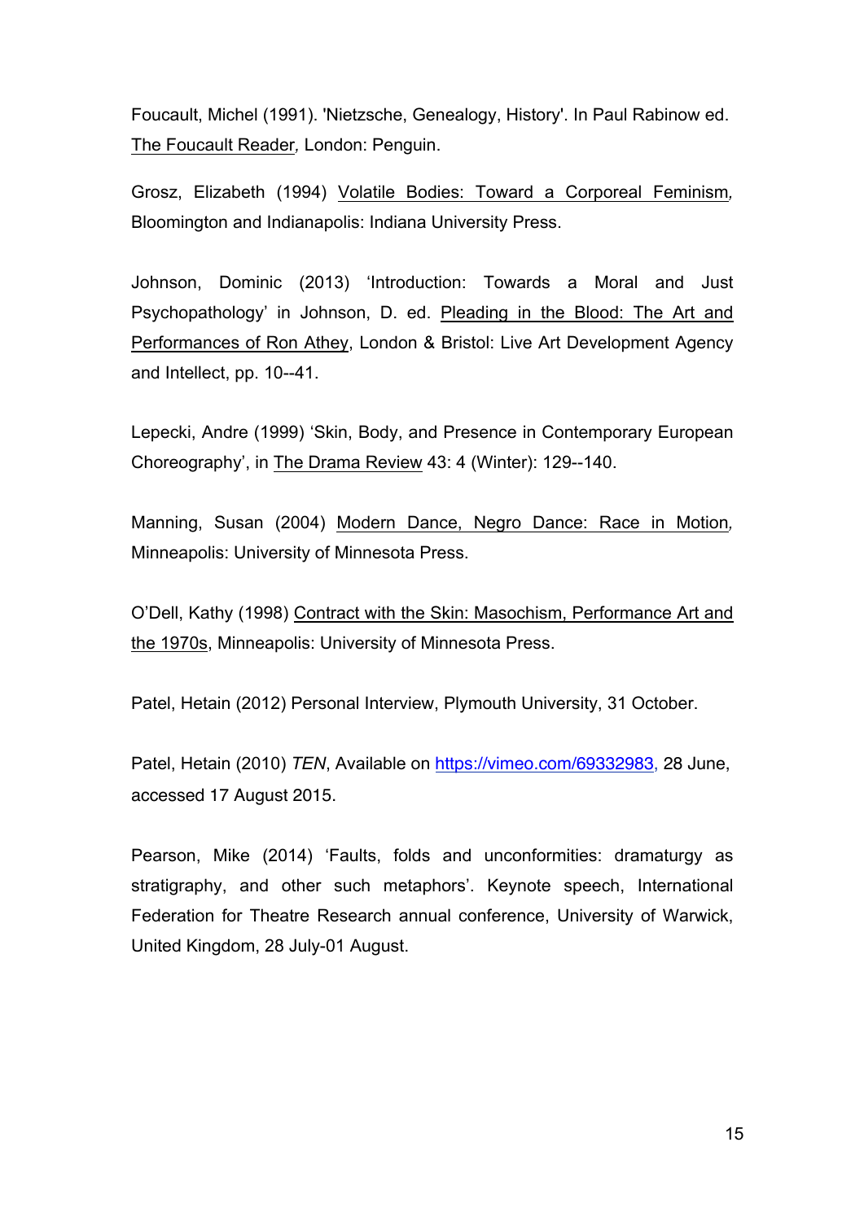Foucault, Michel (1991). 'Nietzsche, Genealogy, History'. In Paul Rabinow ed. The Foucault Reader, London: Penguin.

Grosz, Elizabeth (1994) Volatile Bodies: Toward a Corporeal Feminism, Bloomington and Indianapolis: Indiana University Press.

Johnson, Dominic (2013) 'Introduction: Towards a Moral and Just Psychopathology' in Johnson, D. ed. Pleading in the Blood: The Art and Performances of Ron Athey, London & Bristol: Live Art Development Agency and Intellect, pp. 10--41.

Lepecki, Andre (1999) 'Skin, Body, and Presence in Contemporary European Choreography', in The Drama Review 43: 4 (Winter): 129--140.

Manning, Susan (2004) Modern Dance, Negro Dance: Race in Motion, Minneapolis: University of Minnesota Press.

O'Dell, Kathy (1998) Contract with the Skin: Masochism, Performance Art and the 1970s, Minneapolis: University of Minnesota Press.

Patel, Hetain (2012) Personal Interview, Plymouth University, 31 October.

Patel, Hetain (2010) *TEN*, Available on https://vimeo.com/69332983, 28 June, accessed 17 August 2015.

Pearson, Mike (2014) 'Faults, folds and unconformities: dramaturgy as stratigraphy, and other such metaphors'. Keynote speech, International Federation for Theatre Research annual conference, University of Warwick, United Kingdom, 28 July-01 August.